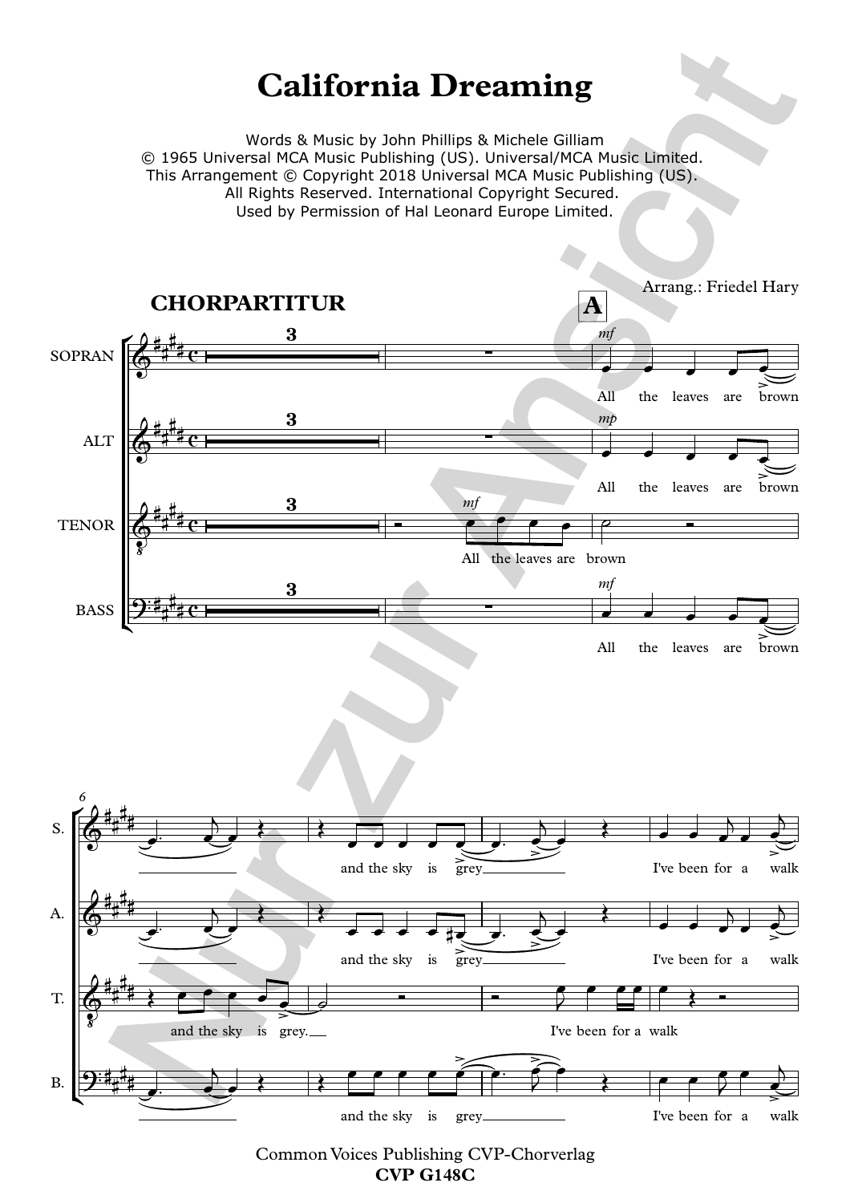# California Dreaming

Words & Music by John Phillips & Michele Gilliam
© 1965 Universal MCA Music Publishing (US). Universal/MCA Music Limited.
This Arrangement © Copyright 2018 Universal MCA Music Publishing (US).
All Rights Reserved. International Copyright Secured.
Used by Permission of Hal Leonard Europe Limited.

Arrang.: Friedel Hary

**CHORPARTITUR**

Common Voices Publishing CVP-Chorverlag
**CVP G148C**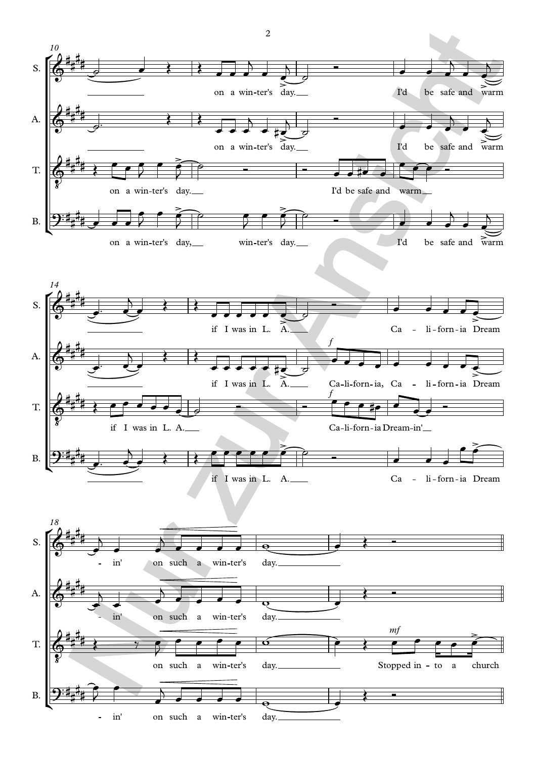**S.** on a win-ter's day. I'd be safe and warm

**A.** on a win-ter's day. I'd be safe and warm

**T.** on a win-ter's day. I'd be safe and warm

**B.** on a win-ter's day, win-ter's day. I'd be safe and warm

**S.** if I was in L. A. Ca - li-forn-ia Dream

**A.** if I was in L. A. *f* Ca-li-forn-ia, Ca - li-forn-ia Dream

**T.** if I was in L. A. *f* Ca-li-forn-ia Dream-in'

**B.** if I was in L. A. Ca - li-forn-ia Dream

**S.** - in' on such a win-ter's day.

**A.** - in' on such a win-ter's day.

**T.** on such a win-ter's day. *mf* Stopped in - to a church

**B.** - in' on such a win-ter's day.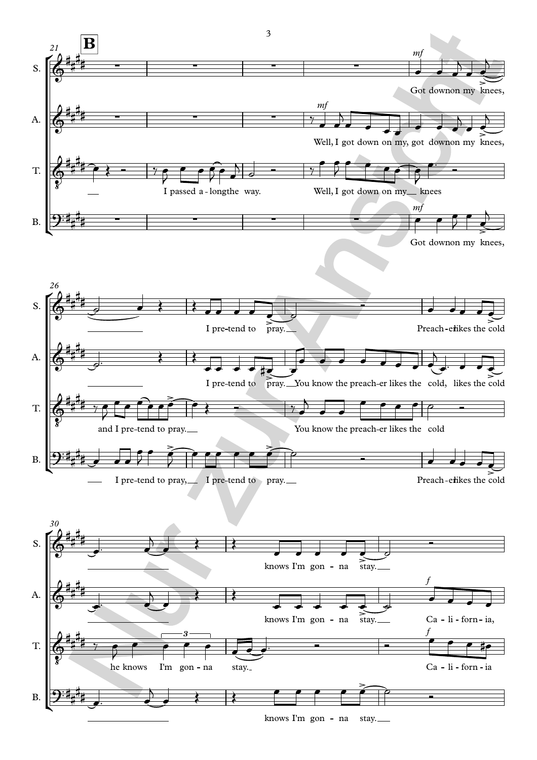**B**

S. Got down on my knees, I pre-tend to pray. Preach-er likes the cold knows I'm gon-na stay.

A. Well, I got down on my, got down on my knees, I pre-tend to pray. You know the preach-er likes the cold, likes the cold knows I'm gon-na stay. Ca-li-forn-ia,

T. I passed a-long the way. Well, I got down on my knees and I pre-tend to pray. You know the preach-er likes the cold he knows I'm gon-na stay. Ca-li-forn-ia

B. Got down on my knees, I pre-tend to pray, I pre-tend to pray. Preach-er likes the cold knows I'm gon-na stay.

Nur zur Ansicht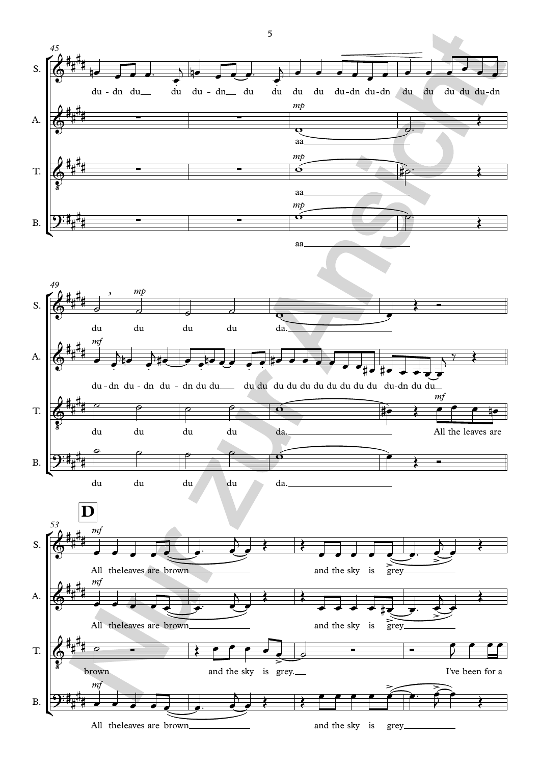45

S. du - dn du du du - dn du du du du du - dn du - dn du du du du du - dn

A. *mp* aa

T. *mp* aa

B. *mp* aa

49

S. *mp* du du du du da.

A. *mf* du - dn du - dn du - dn du du du du du du du du du du du du du - dn du du

T. du du du du da. *mf* All the leaves are

B. du du du du da.

**D**

53

S. *mf* All the leaves are brown and the sky is grey

A. *mf* All the leaves are brown and the sky is grey

T. brown and the sky is grey. I've been for a

B. *mf* All the leaves are brown and the sky is grey